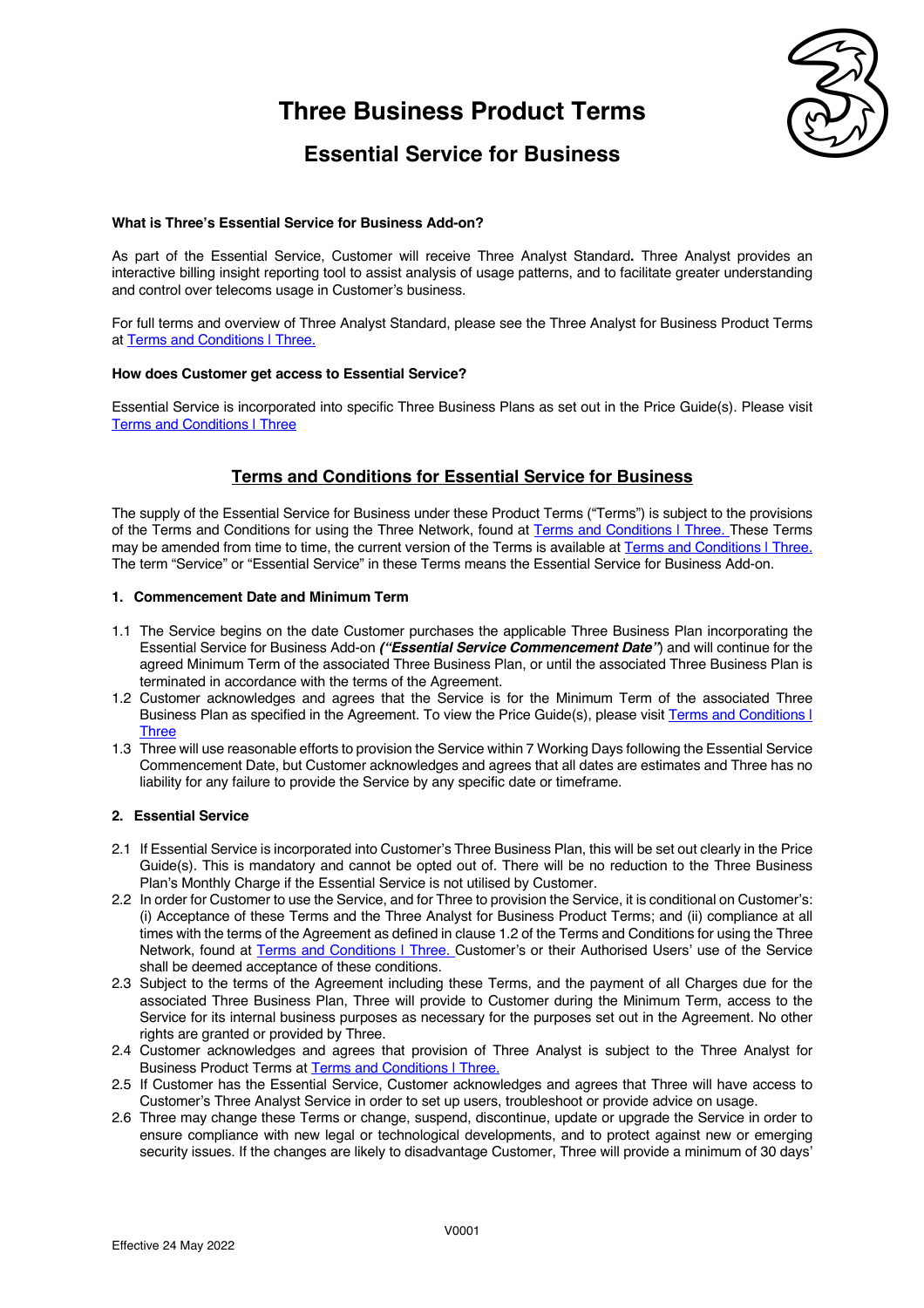# Three Business Product Terms

## Essential Service for Business

**What is Three's Essential Service for Business Add-on?**

As part of the Essential Service, Customer will receive Three Analyst Standard**.** Three Analyst provides an interactive billing insight reporting tool to assist analysis of usage patterns, and to facilitate greater understanding and control over telecoms usage in Customer's business.

For full terms and overview of Three Analyst Standard, please see the Three Analyst for Business Product Terms at Terms and Conditions l Three.

**How does Customer get access to Essential Service?**

Essential Service is incorporated into specific Three Business Plans as set out in the Price Guide(s). Please visit Terms and Conditions l Three

## Terms and Conditions for Essential Service for Business

The supply of the Essential Service for Business under these Product Terms ("Terms") is subject to the provisions of the Terms and Conditions for using the Three Network, found at Terms and Conditions l Three. These Terms may be amended from time to time, the current version of the Terms is available at Terms and Conditions l Three. The term "Service" or "Essential Service" in these Terms means the Essential Service for Business Add-on.

### 1. Commencement Date and Minimum Term

1.1 The Service begins on the date Customer purchases the applicable Three Business Plan incorporating the Essential Service for Business Add-on ***("Essential Service Commencement Date"***) and will continue for the agreed Minimum Term of the associated Three Business Plan, or until the associated Three Business Plan is terminated in accordance with the terms of the Agreement.

1.2 Customer acknowledges and agrees that the Service is for the Minimum Term of the associated Three Business Plan as specified in the Agreement. To view the Price Guide(s), please visit Terms and Conditions l Three

1.3 Three will use reasonable efforts to provision the Service within 7 Working Days following the Essential Service Commencement Date, but Customer acknowledges and agrees that all dates are estimates and Three has no liability for any failure to provide the Service by any specific date or timeframe.

### 2. Essential Service

2.1 If Essential Service is incorporated into Customer's Three Business Plan, this will be set out clearly in the Price Guide(s). This is mandatory and cannot be opted out of. There will be no reduction to the Three Business Plan's Monthly Charge if the Essential Service is not utilised by Customer.

2.2 In order for Customer to use the Service, and for Three to provision the Service, it is conditional on Customer's: (i) Acceptance of these Terms and the Three Analyst for Business Product Terms; and (ii) compliance at all times with the terms of the Agreement as defined in clause 1.2 of the Terms and Conditions for using the Three Network, found at Terms and Conditions l Three. Customer's or their Authorised Users' use of the Service shall be deemed acceptance of these conditions.

2.3 Subject to the terms of the Agreement including these Terms, and the payment of all Charges due for the associated Three Business Plan, Three will provide to Customer during the Minimum Term, access to the Service for its internal business purposes as necessary for the purposes set out in the Agreement. No other rights are granted or provided by Three.

2.4 Customer acknowledges and agrees that provision of Three Analyst is subject to the Three Analyst for Business Product Terms at Terms and Conditions l Three.

2.5 If Customer has the Essential Service, Customer acknowledges and agrees that Three will have access to Customer's Three Analyst Service in order to set up users, troubleshoot or provide advice on usage.

2.6 Three may change these Terms or change, suspend, discontinue, update or upgrade the Service in order to ensure compliance with new legal or technological developments, and to protect against new or emerging security issues. If the changes are likely to disadvantage Customer, Three will provide a minimum of 30 days'

V0001

Effective 24 May 2022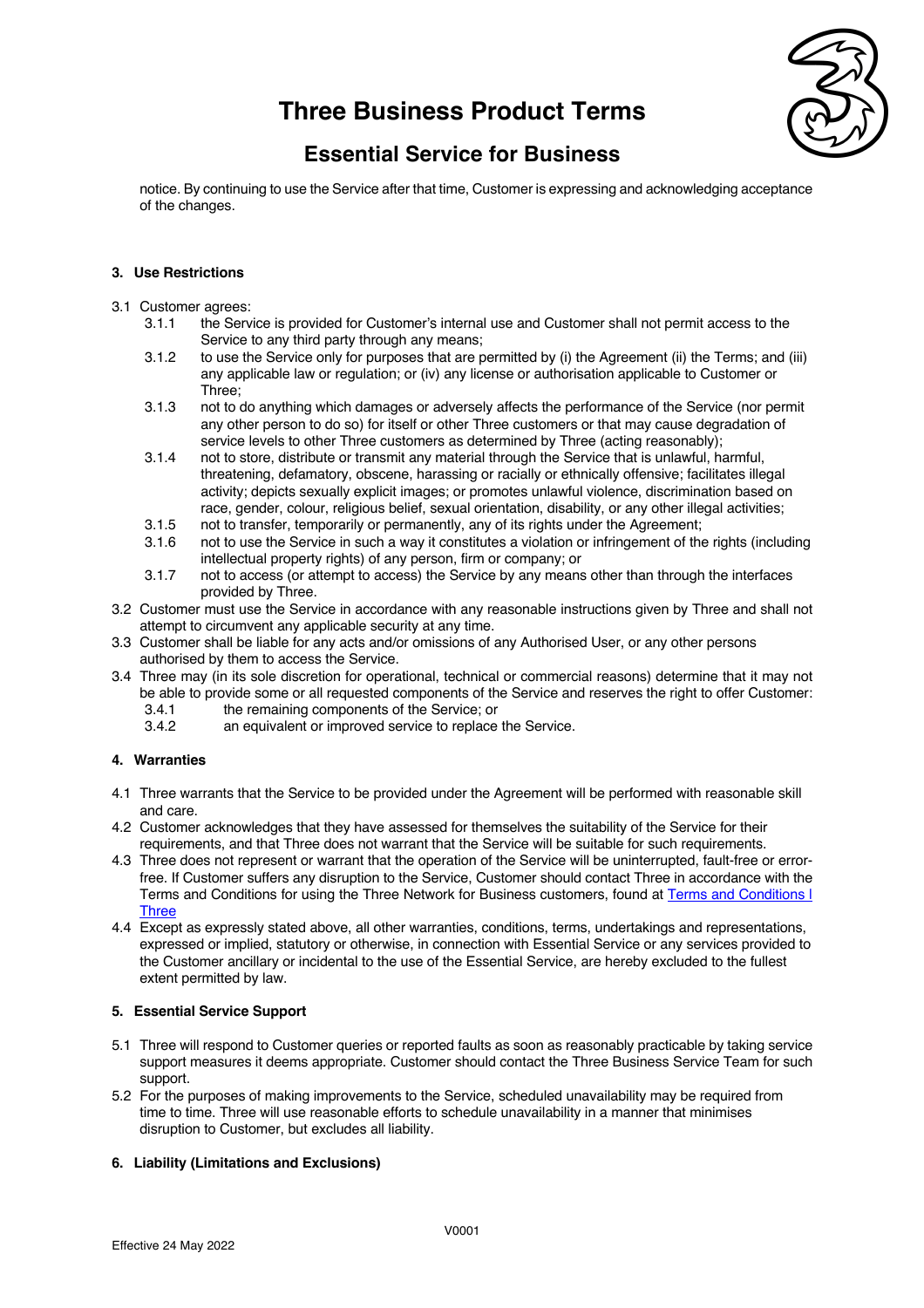notice. By continuing to use the Service after that time, Customer is expressing and acknowledging acceptance of the changes.

**3. Use Restrictions**

3.1 Customer agrees:

- 3.1.1 the Service is provided for Customer's internal use and Customer shall not permit access to the Service to any third party through any means;
- 3.1.2 to use the Service only for purposes that are permitted by (i) the Agreement (ii) the Terms; and (iii) any applicable law or regulation; or (iv) any license or authorisation applicable to Customer or Three;
- 3.1.3 not to do anything which damages or adversely affects the performance of the Service (nor permit any other person to do so) for itself or other Three customers or that may cause degradation of service levels to other Three customers as determined by Three (acting reasonably);
- 3.1.4 not to store, distribute or transmit any material through the Service that is unlawful, harmful, threatening, defamatory, obscene, harassing or racially or ethnically offensive; facilitates illegal activity; depicts sexually explicit images; or promotes unlawful violence, discrimination based on race, gender, colour, religious belief, sexual orientation, disability, or any other illegal activities;
- 3.1.5 not to transfer, temporarily or permanently, any of its rights under the Agreement;
- 3.1.6 not to use the Service in such a way it constitutes a violation or infringement of the rights (including intellectual property rights) of any person, firm or company; or
- 3.1.7 not to access (or attempt to access) the Service by any means other than through the interfaces provided by Three.

3.2 Customer must use the Service in accordance with any reasonable instructions given by Three and shall not attempt to circumvent any applicable security at any time.

3.3 Customer shall be liable for any acts and/or omissions of any Authorised User, or any other persons authorised by them to access the Service.

3.4 Three may (in its sole discretion for operational, technical or commercial reasons) determine that it may not be able to provide some or all requested components of the Service and reserves the right to offer Customer:

- 3.4.1 the remaining components of the Service; or
- 3.4.2 an equivalent or improved service to replace the Service.

**4. Warranties**

4.1 Three warrants that the Service to be provided under the Agreement will be performed with reasonable skill and care.

4.2 Customer acknowledges that they have assessed for themselves the suitability of the Service for their requirements, and that Three does not warrant that the Service will be suitable for such requirements.

4.3 Three does not represent or warrant that the operation of the Service will be uninterrupted, fault-free or error-free. If Customer suffers any disruption to the Service, Customer should contact Three in accordance with the Terms and Conditions for using the Three Network for Business customers, found at Terms and Conditions I Three

4.4 Except as expressly stated above, all other warranties, conditions, terms, undertakings and representations, expressed or implied, statutory or otherwise, in connection with Essential Service or any services provided to the Customer ancillary or incidental to the use of the Essential Service, are hereby excluded to the fullest extent permitted by law.

**5. Essential Service Support**

5.1 Three will respond to Customer queries or reported faults as soon as reasonably practicable by taking service support measures it deems appropriate. Customer should contact the Three Business Service Team for such support.

5.2 For the purposes of making improvements to the Service, scheduled unavailability may be required from time to time. Three will use reasonable efforts to schedule unavailability in a manner that minimises disruption to Customer, but excludes all liability.

**6. Liability (Limitations and Exclusions)**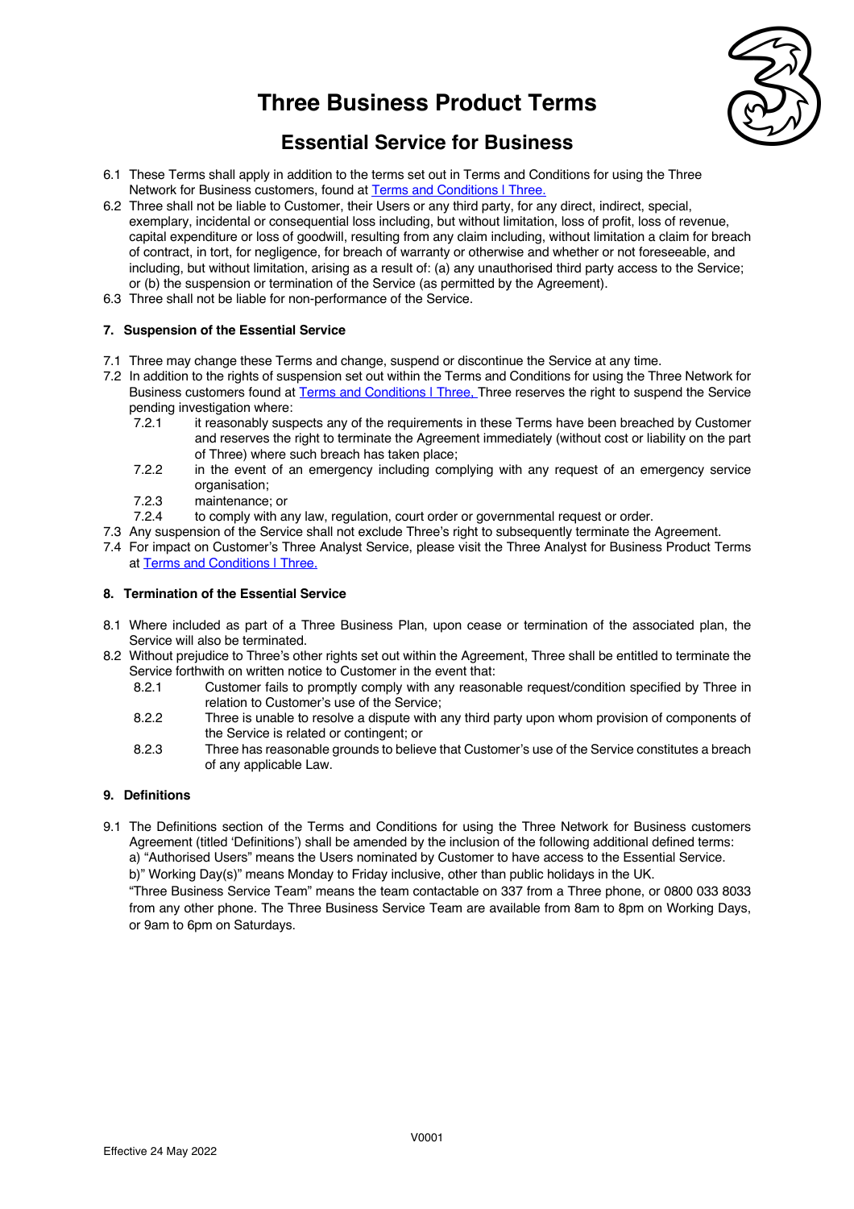# Three Business Product Terms

## Essential Service for Business

6.1 These Terms shall apply in addition to the terms set out in Terms and Conditions for using the Three Network for Business customers, found at Terms and Conditions | Three.

6.2 Three shall not be liable to Customer, their Users or any third party, for any direct, indirect, special, exemplary, incidental or consequential loss including, but without limitation, loss of profit, loss of revenue, capital expenditure or loss of goodwill, resulting from any claim including, without limitation a claim for breach of contract, in tort, for negligence, for breach of warranty or otherwise and whether or not foreseeable, and including, but without limitation, arising as a result of: (a) any unauthorised third party access to the Service; or (b) the suspension or termination of the Service (as permitted by the Agreement).

6.3 Three shall not be liable for non-performance of the Service.

### 7. Suspension of the Essential Service

7.1 Three may change these Terms and change, suspend or discontinue the Service at any time.

7.2 In addition to the rights of suspension set out within the Terms and Conditions for using the Three Network for Business customers found at Terms and Conditions | Three, Three reserves the right to suspend the Service pending investigation where:

- 7.2.1 it reasonably suspects any of the requirements in these Terms have been breached by Customer and reserves the right to terminate the Agreement immediately (without cost or liability on the part of Three) where such breach has taken place;
- 7.2.2 in the event of an emergency including complying with any request of an emergency service organisation;
- 7.2.3 maintenance; or
- 7.2.4 to comply with any law, regulation, court order or governmental request or order.

7.3 Any suspension of the Service shall not exclude Three's right to subsequently terminate the Agreement.

7.4 For impact on Customer's Three Analyst Service, please visit the Three Analyst for Business Product Terms at Terms and Conditions | Three.

### 8. Termination of the Essential Service

8.1 Where included as part of a Three Business Plan, upon cease or termination of the associated plan, the Service will also be terminated.

8.2 Without prejudice to Three's other rights set out within the Agreement, Three shall be entitled to terminate the Service forthwith on written notice to Customer in the event that:

- 8.2.1 Customer fails to promptly comply with any reasonable request/condition specified by Three in relation to Customer's use of the Service;
- 8.2.2 Three is unable to resolve a dispute with any third party upon whom provision of components of the Service is related or contingent; or
- 8.2.3 Three has reasonable grounds to believe that Customer's use of the Service constitutes a breach of any applicable Law.

### 9. Definitions

9.1 The Definitions section of the Terms and Conditions for using the Three Network for Business customers Agreement (titled 'Definitions') shall be amended by the inclusion of the following additional defined terms:
a) "Authorised Users" means the Users nominated by Customer to have access to the Essential Service.
b)" Working Day(s)" means Monday to Friday inclusive, other than public holidays in the UK.
"Three Business Service Team" means the team contactable on 337 from a Three phone, or 0800 033 8033 from any other phone. The Three Business Service Team are available from 8am to 8pm on Working Days, or 9am to 6pm on Saturdays.

V0001

Effective 24 May 2022